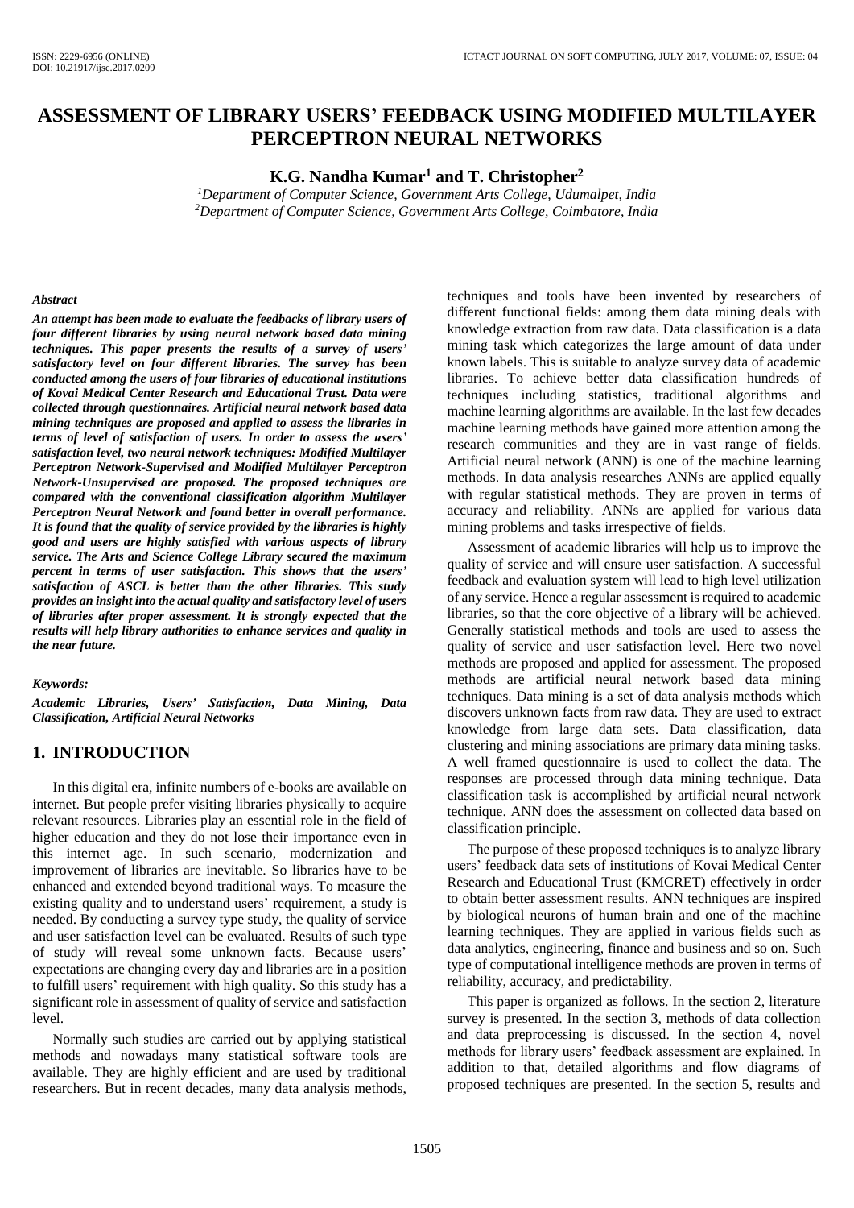# ASSESSMENT OF LIBRARY USERS' FEEDBACK USING MODIFIED MULTILAYER PERCEPTRON NEURAL NETWORKS

**K.G. Nandha Kumar[1] and T. Christopher[2]**

*[1]Department of Computer Science, Government Arts College, Udumalpet, India*
*[2]Department of Computer Science, Government Arts College, Coimbatore, India*

***Abstract***

***An attempt has been made to evaluate the feedbacks of library users of four different libraries by using neural network based data mining techniques. This paper presents the results of a survey of users' satisfactory level on four different libraries. The survey has been conducted among the users of four libraries of educational institutions of Kovai Medical Center Research and Educational Trust. Data were collected through questionnaires. Artificial neural network based data mining techniques are proposed and applied to assess the libraries in terms of level of satisfaction of users. In order to assess the users' satisfaction level, two neural network techniques: Modified Multilayer Perceptron Network-Supervised and Modified Multilayer Perceptron Network-Unsupervised are proposed. The proposed techniques are compared with the conventional classification algorithm Multilayer Perceptron Neural Network and found better in overall performance. It is found that the quality of service provided by the libraries is highly good and users are highly satisfied with various aspects of library service. The Arts and Science College Library secured the maximum percent in terms of user satisfaction. This shows that the users' satisfaction of ASCL is better than the other libraries. This study provides an insight into the actual quality and satisfactory level of users of libraries after proper assessment. It is strongly expected that the results will help library authorities to enhance services and quality in the near future.***

***Keywords:***

***Academic Libraries, Users' Satisfaction, Data Mining, Data Classification, Artificial Neural Networks***

## 1. INTRODUCTION

In this digital era, infinite numbers of e-books are available on internet. But people prefer visiting libraries physically to acquire relevant resources. Libraries play an essential role in the field of higher education and they do not lose their importance even in this internet age. In such scenario, modernization and improvement of libraries are inevitable. So libraries have to be enhanced and extended beyond traditional ways. To measure the existing quality and to understand users' requirement, a study is needed. By conducting a survey type study, the quality of service and user satisfaction level can be evaluated. Results of such type of study will reveal some unknown facts. Because users' expectations are changing every day and libraries are in a position to fulfill users' requirement with high quality. So this study has a significant role in assessment of quality of service and satisfaction level.

Normally such studies are carried out by applying statistical methods and nowadays many statistical software tools are available. They are highly efficient and are used by traditional researchers. But in recent decades, many data analysis methods, techniques and tools have been invented by researchers of different functional fields: among them data mining deals with knowledge extraction from raw data. Data classification is a data mining task which categorizes the large amount of data under known labels. This is suitable to analyze survey data of academic libraries. To achieve better data classification hundreds of techniques including statistics, traditional algorithms and machine learning algorithms are available. In the last few decades machine learning methods have gained more attention among the research communities and they are in vast range of fields. Artificial neural network (ANN) is one of the machine learning methods. In data analysis researches ANNs are applied equally with regular statistical methods. They are proven in terms of accuracy and reliability. ANNs are applied for various data mining problems and tasks irrespective of fields.

Assessment of academic libraries will help us to improve the quality of service and will ensure user satisfaction. A successful feedback and evaluation system will lead to high level utilization of any service. Hence a regular assessment is required to academic libraries, so that the core objective of a library will be achieved. Generally statistical methods and tools are used to assess the quality of service and user satisfaction level. Here two novel methods are proposed and applied for assessment. The proposed methods are artificial neural network based data mining techniques. Data mining is a set of data analysis methods which discovers unknown facts from raw data. They are used to extract knowledge from large data sets. Data classification, data clustering and mining associations are primary data mining tasks. A well framed questionnaire is used to collect the data. The responses are processed through data mining technique. Data classification task is accomplished by artificial neural network technique. ANN does the assessment on collected data based on classification principle.

The purpose of these proposed techniques is to analyze library users' feedback data sets of institutions of Kovai Medical Center Research and Educational Trust (KMCRET) effectively in order to obtain better assessment results. ANN techniques are inspired by biological neurons of human brain and one of the machine learning techniques. They are applied in various fields such as data analytics, engineering, finance and business and so on. Such type of computational intelligence methods are proven in terms of reliability, accuracy, and predictability.

This paper is organized as follows. In the section 2, literature survey is presented. In the section 3, methods of data collection and data preprocessing is discussed. In the section 4, novel methods for library users' feedback assessment are explained. In addition to that, detailed algorithms and flow diagrams of proposed techniques are presented. In the section 5, results and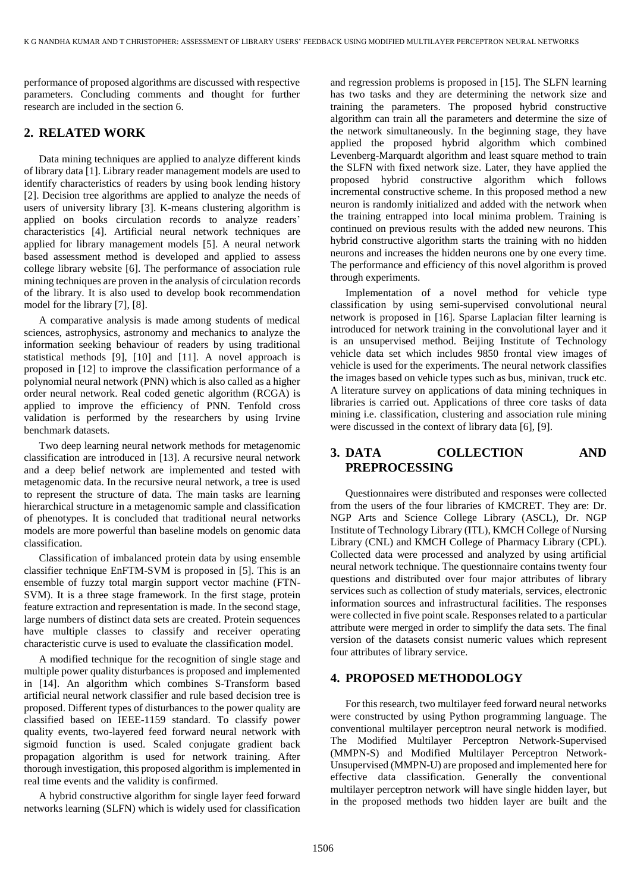performance of proposed algorithms are discussed with respective parameters. Concluding comments and thought for further research are included in the section 6.

## 2. RELATED WORK

Data mining techniques are applied to analyze different kinds of library data [1]. Library reader management models are used to identify characteristics of readers by using book lending history [2]. Decision tree algorithms are applied to analyze the needs of users of university library [3]. K-means clustering algorithm is applied on books circulation records to analyze readers' characteristics [4]. Artificial neural network techniques are applied for library management models [5]. A neural network based assessment method is developed and applied to assess college library website [6]. The performance of association rule mining techniques are proven in the analysis of circulation records of the library. It is also used to develop book recommendation model for the library [7], [8].

A comparative analysis is made among students of medical sciences, astrophysics, astronomy and mechanics to analyze the information seeking behaviour of readers by using traditional statistical methods [9], [10] and [11]. A novel approach is proposed in [12] to improve the classification performance of a polynomial neural network (PNN) which is also called as a higher order neural network. Real coded genetic algorithm (RCGA) is applied to improve the efficiency of PNN. Tenfold cross validation is performed by the researchers by using Irvine benchmark datasets.

Two deep learning neural network methods for metagenomic classification are introduced in [13]. A recursive neural network and a deep belief network are implemented and tested with metagenomic data. In the recursive neural network, a tree is used to represent the structure of data. The main tasks are learning hierarchical structure in a metagenomic sample and classification of phenotypes. It is concluded that traditional neural networks models are more powerful than baseline models on genomic data classification.

Classification of imbalanced protein data by using ensemble classifier technique EnFTM-SVM is proposed in [5]. This is an ensemble of fuzzy total margin support vector machine (FTN-SVM). It is a three stage framework. In the first stage, protein feature extraction and representation is made. In the second stage, large numbers of distinct data sets are created. Protein sequences have multiple classes to classify and receiver operating characteristic curve is used to evaluate the classification model.

A modified technique for the recognition of single stage and multiple power quality disturbances is proposed and implemented in [14]. An algorithm which combines S-Transform based artificial neural network classifier and rule based decision tree is proposed. Different types of disturbances to the power quality are classified based on IEEE-1159 standard. To classify power quality events, two-layered feed forward neural network with sigmoid function is used. Scaled conjugate gradient back propagation algorithm is used for network training. After thorough investigation, this proposed algorithm is implemented in real time events and the validity is confirmed.

A hybrid constructive algorithm for single layer feed forward networks learning (SLFN) which is widely used for classification and regression problems is proposed in [15]. The SLFN learning has two tasks and they are determining the network size and training the parameters. The proposed hybrid constructive algorithm can train all the parameters and determine the size of the network simultaneously. In the beginning stage, they have applied the proposed hybrid algorithm which combined Levenberg-Marquardt algorithm and least square method to train the SLFN with fixed network size. Later, they have applied the proposed hybrid constructive algorithm which follows incremental constructive scheme. In this proposed method a new neuron is randomly initialized and added with the network when the training entrapped into local minima problem. Training is continued on previous results with the added new neurons. This hybrid constructive algorithm starts the training with no hidden neurons and increases the hidden neurons one by one every time. The performance and efficiency of this novel algorithm is proved through experiments.

Implementation of a novel method for vehicle type classification by using semi-supervised convolutional neural network is proposed in [16]. Sparse Laplacian filter learning is introduced for network training in the convolutional layer and it is an unsupervised method. Beijing Institute of Technology vehicle data set which includes 9850 frontal view images of vehicle is used for the experiments. The neural network classifies the images based on vehicle types such as bus, minivan, truck etc. A literature survey on applications of data mining techniques in libraries is carried out. Applications of three core tasks of data mining i.e. classification, clustering and association rule mining were discussed in the context of library data [6], [9].

## 3. DATA COLLECTION AND PREPROCESSING

Questionnaires were distributed and responses were collected from the users of the four libraries of KMCRET. They are: Dr. NGP Arts and Science College Library (ASCL), Dr. NGP Institute of Technology Library (ITL), KMCH College of Nursing Library (CNL) and KMCH College of Pharmacy Library (CPL). Collected data were processed and analyzed by using artificial neural network technique. The questionnaire contains twenty four questions and distributed over four major attributes of library services such as collection of study materials, services, electronic information sources and infrastructural facilities. The responses were collected in five point scale. Responses related to a particular attribute were merged in order to simplify the data sets. The final version of the datasets consist numeric values which represent four attributes of library service.

## 4. PROPOSED METHODOLOGY

For this research, two multilayer feed forward neural networks were constructed by using Python programming language. The conventional multilayer perceptron neural network is modified. The Modified Multilayer Perceptron Network-Supervised (MMPN-S) and Modified Multilayer Perceptron Network-Unsupervised (MMPN-U) are proposed and implemented here for effective data classification. Generally the conventional multilayer perceptron network will have single hidden layer, but in the proposed methods two hidden layer are built and the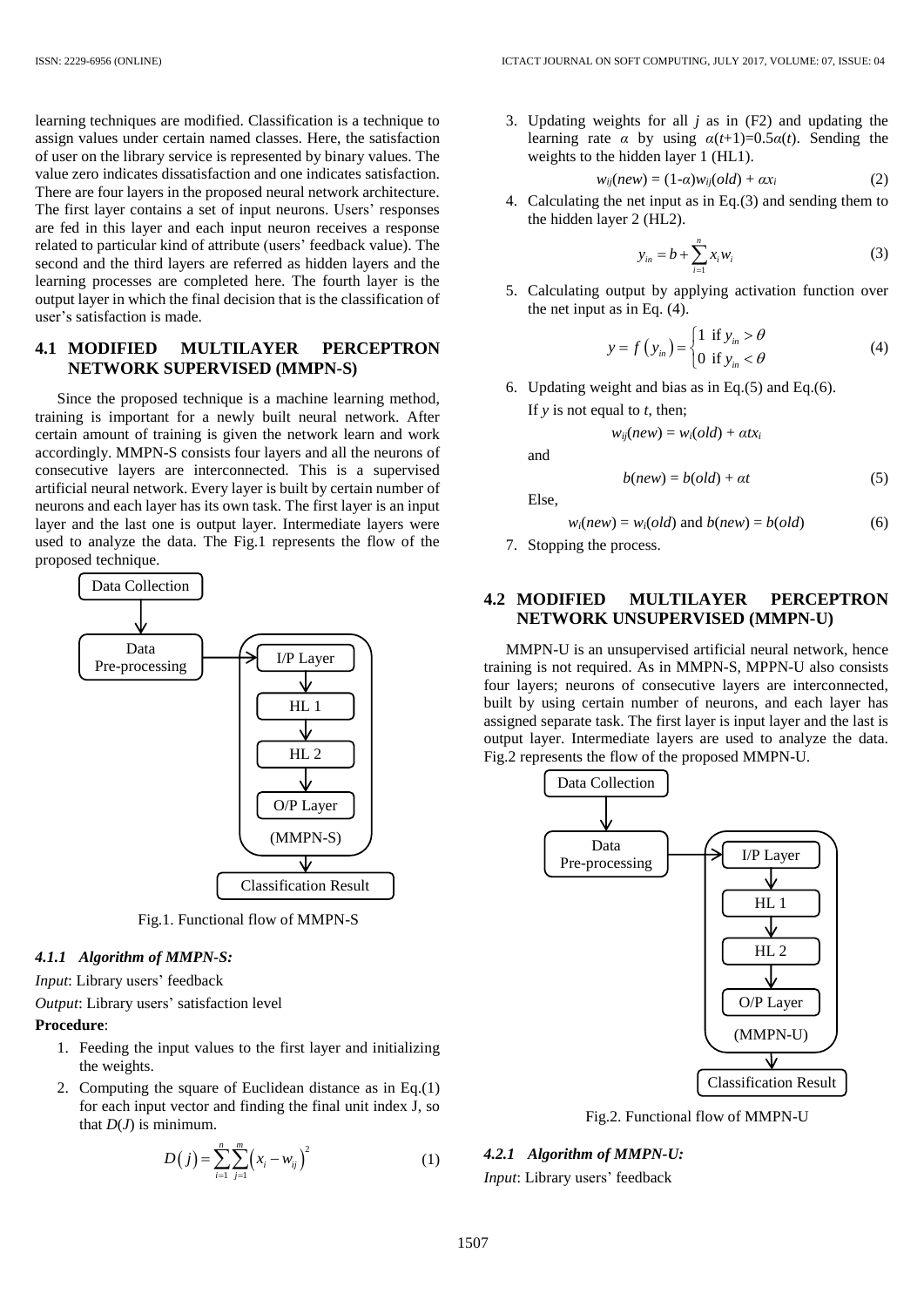learning techniques are modified. Classification is a technique to assign values under certain named classes. Here, the satisfaction of user on the library service is represented by binary values. The value zero indicates dissatisfaction and one indicates satisfaction. There are four layers in the proposed neural network architecture. The first layer contains a set of input neurons. Users' responses are fed in this layer and each input neuron receives a response related to particular kind of attribute (users' feedback value). The second and the third layers are referred as hidden layers and the learning processes are completed here. The fourth layer is the output layer in which the final decision that is the classification of user's satisfaction is made.

## 4.1 MODIFIED MULTILAYER PERCEPTRON NETWORK SUPERVISED (MMPN-S)

Since the proposed technique is a machine learning method, training is important for a newly built neural network. After certain amount of training is given the network learn and work accordingly. MMPN-S consists four layers and all the neurons of consecutive layers are interconnected. This is a supervised artificial neural network. Every layer is built by certain number of neurons and each layer has its own task. The first layer is an input layer and the last one is output layer. Intermediate layers were used to analyze the data. The Fig.1 represents the flow of the proposed technique.

Data Collection

Data Pre-processing

I/P Layer

HL 1

HL 2

O/P Layer

(MMPN-S)

Classification Result

Fig.1. Functional flow of MMPN-S

### *4.1.1 Algorithm of MMPN-S:*

*Input*: Library users' feedback

*Output*: Library users' satisfaction level

**Procedure**:

1. Feeding the input values to the first layer and initializing the weights.
2. Computing the square of Euclidean distance as in Eq.(1) for each input vector and finding the final unit index J, so that $D(J)$ is minimum.

$$D(j) = \sum_{i=1}^{n}\sum_{j=1}^{m}\left(x_i - w_{ij}\right)^2 \tag{1}$$

3. Updating weights for all $j$ as in (F2) and updating the learning rate $\alpha$ by using $\alpha(t+1)=0.5\alpha(t)$. Sending the weights to the hidden layer 1 (HL1).

$$w_{ij}(new) = (1-\alpha)w_{ij}(old) + \alpha x_i \tag{2}$$

4. Calculating the net input as in Eq.(3) and sending them to the hidden layer 2 (HL2).

$$y_{in} = b + \sum_{i=1}^{n} x_i w_i \tag{3}$$

5. Calculating output by applying activation function over the net input as in Eq. (4).

$$y = f\left(y_{in}\right) = \begin{cases} 1 & \text{if } y_{in} > \theta \\ 0 & \text{if } y_{in} < \theta \end{cases} \tag{4}$$

6. Updating weight and bias as in Eq.(5) and Eq.(6).

   If $y$ is not equal to $t$, then;

   $$w_{ij}(new) = w_i(old) + \alpha t x_i$$

   and

   $$b(new) = b(old) + \alpha t \tag{5}$$

   Else,

   $$w_i(new) = w_i(old) \text{ and } b(new) = b(old) \tag{6}$$

7. Stopping the process.

## 4.2 MODIFIED MULTILAYER PERCEPTRON NETWORK UNSUPERVISED (MMPN-U)

MMPN-U is an unsupervised artificial neural network, hence training is not required. As in MMPN-S, MPPN-U also consists four layers; neurons of consecutive layers are interconnected, built by using certain number of neurons, and each layer has assigned separate task. The first layer is input layer and the last is output layer. Intermediate layers are used to analyze the data. Fig.2 represents the flow of the proposed MMPN-U.

Data Collection

Data Pre-processing

I/P Layer

HL 1

HL 2

O/P Layer

(MMPN-U)

Classification Result

Fig.2. Functional flow of MMPN-U

### *4.2.1 Algorithm of MMPN-U:*

*Input*: Library users' feedback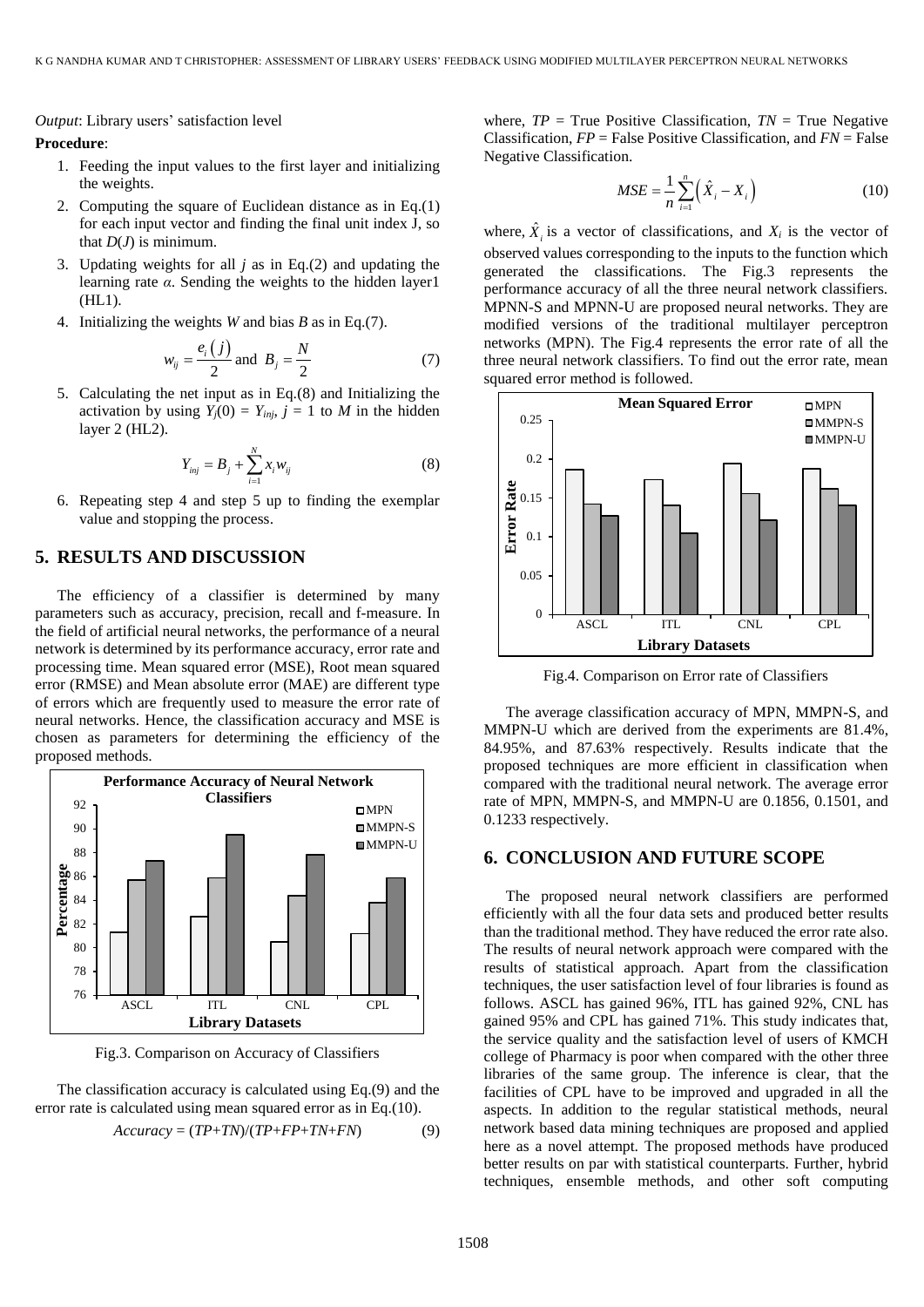*Output*: Library users' satisfaction level

**Procedure**:

1. Feeding the input values to the first layer and initializing the weights.
2. Computing the square of Euclidean distance as in Eq.(1) for each input vector and finding the final unit index J, so that $D(J)$ is minimum.
3. Updating weights for all $j$ as in Eq.(2) and updating the learning rate $\alpha$. Sending the weights to the hidden layer1 (HL1).
4. Initializing the weights $W$ and bias $B$ as in Eq.(7).

$$w_{ij} = \frac{e_i(j)}{2} \text{ and } B_j = \frac{N}{2} \tag{7}$$

5. Calculating the net input as in Eq.(8) and Initializing the activation by using $Y_j(0) = Y_{inj}$, $j = 1$ to $M$ in the hidden layer 2 (HL2).

$$Y_{inj} = B_j + \sum_{i=1}^{N} x_i w_{ij} \tag{8}$$

6. Repeating step 4 and step 5 up to finding the exemplar value and stopping the process.

## 5. RESULTS AND DISCUSSION

The efficiency of a classifier is determined by many parameters such as accuracy, precision, recall and f-measure. In the field of artificial neural networks, the performance of a neural network is determined by its performance accuracy, error rate and processing time. Mean squared error (MSE), Root mean squared error (RMSE) and Mean absolute error (MAE) are different type of errors which are frequently used to measure the error rate of neural networks. Hence, the classification accuracy and MSE is chosen as parameters for determining the efficiency of the proposed methods.

Performance Accuracy of Neural Network Classifiers

Percentage

92, 90, 88, 86, 84, 82, 80, 78, 76

ASCL, ITL, CNL, CPL

Library Datasets

MPN, MMPN-S, MMPN-U

Fig.3. Comparison on Accuracy of Classifiers

The classification accuracy is calculated using Eq.(9) and the error rate is calculated using mean squared error as in Eq.(10).

$$Accuracy = (TP+TN)/(TP+FP+TN+FN) \tag{9}$$

where, $TP$ = True Positive Classification, $TN$ = True Negative Classification, $FP$ = False Positive Classification, and $FN$ = False Negative Classification.

$$MSE = \frac{1}{n}\sum_{i=1}^{n}\left(\hat{X}_i - X_i\right) \tag{10}$$

where, $\hat{X}_i$ is a vector of classifications, and $X_i$ is the vector of observed values corresponding to the inputs to the function which generated the classifications. The Fig.3 represents the performance accuracy of all the three neural network classifiers. MPNN-S and MPNN-U are proposed neural networks. They are modified versions of the traditional multilayer perceptron networks (MPN). The Fig.4 represents the error rate of all the three neural network classifiers. To find out the error rate, mean squared error method is followed.

Mean Squared Error

Error Rate

0.25, 0.2, 0.15, 0.1, 0.05, 0

ASCL, ITL, CNL, CPL

Library Datasets

MPN, MMPN-S, MMPN-U

Fig.4. Comparison on Error rate of Classifiers

The average classification accuracy of MPN, MMPN-S, and MMPN-U which are derived from the experiments are 81.4%, 84.95%, and 87.63% respectively. Results indicate that the proposed techniques are more efficient in classification when compared with the traditional neural network. The average error rate of MPN, MMPN-S, and MMPN-U are 0.1856, 0.1501, and 0.1233 respectively.

## 6. CONCLUSION AND FUTURE SCOPE

The proposed neural network classifiers are performed efficiently with all the four data sets and produced better results than the traditional method. They have reduced the error rate also. The results of neural network approach were compared with the results of statistical approach. Apart from the classification techniques, the user satisfaction level of four libraries is found as follows. ASCL has gained 96%, ITL has gained 92%, CNL has gained 95% and CPL has gained 71%. This study indicates that, the service quality and the satisfaction level of users of KMCH college of Pharmacy is poor when compared with the other three libraries of the same group. The inference is clear, that the facilities of CPL have to be improved and upgraded in all the aspects. In addition to the regular statistical methods, neural network based data mining techniques are proposed and applied here as a novel attempt. The proposed methods have produced better results on par with statistical counterparts. Further, hybrid techniques, ensemble methods, and other soft computing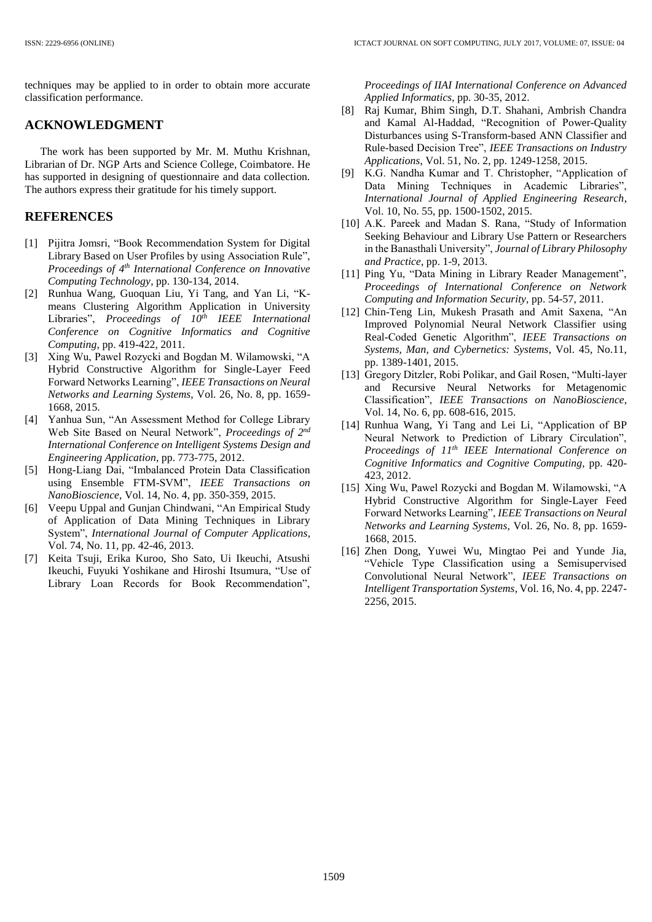techniques may be applied to in order to obtain more accurate classification performance.

## ACKNOWLEDGMENT

The work has been supported by Mr. M. Muthu Krishnan, Librarian of Dr. NGP Arts and Science College, Coimbatore. He has supported in designing of questionnaire and data collection. The authors express their gratitude for his timely support.

## REFERENCES

[1] Pijitra Jomsri, "Book Recommendation System for Digital Library Based on User Profiles by using Association Rule", *Proceedings of 4th International Conference on Innovative Computing Technology*, pp. 130-134, 2014.

[2] Runhua Wang, Guoquan Liu, Yi Tang, and Yan Li, "K-means Clustering Algorithm Application in University Libraries", *Proceedings of 10th IEEE International Conference on Cognitive Informatics and Cognitive Computing*, pp. 419-422, 2011.

[3] Xing Wu, Pawel Rozycki and Bogdan M. Wilamowski, "A Hybrid Constructive Algorithm for Single-Layer Feed Forward Networks Learning", *IEEE Transactions on Neural Networks and Learning Systems*, Vol. 26, No. 8, pp. 1659-1668, 2015.

[4] Yanhua Sun, "An Assessment Method for College Library Web Site Based on Neural Network", *Proceedings of 2nd International Conference on Intelligent Systems Design and Engineering Application*, pp. 773-775, 2012.

[5] Hong-Liang Dai, "Imbalanced Protein Data Classification using Ensemble FTM-SVM", *IEEE Transactions on NanoBioscience*, Vol. 14, No. 4, pp. 350-359, 2015.

[6] Veepu Uppal and Gunjan Chindwani, "An Empirical Study of Application of Data Mining Techniques in Library System", *International Journal of Computer Applications*, Vol. 74, No. 11, pp. 42-46, 2013.

[7] Keita Tsuji, Erika Kuroo, Sho Sato, Ui Ikeuchi, Atsushi Ikeuchi, Fuyuki Yoshikane and Hiroshi Itsumura, "Use of Library Loan Records for Book Recommendation", *Proceedings of IIAI International Conference on Advanced Applied Informatics*, pp. 30-35, 2012.

[8] Raj Kumar, Bhim Singh, D.T. Shahani, Ambrish Chandra and Kamal Al-Haddad, "Recognition of Power-Quality Disturbances using S-Transform-based ANN Classifier and Rule-based Decision Tree", *IEEE Transactions on Industry Applications*, Vol. 51, No. 2, pp. 1249-1258, 2015.

[9] K.G. Nandha Kumar and T. Christopher, "Application of Data Mining Techniques in Academic Libraries", *International Journal of Applied Engineering Research*, Vol. 10, No. 55, pp. 1500-1502, 2015.

[10] A.K. Pareek and Madan S. Rana, "Study of Information Seeking Behaviour and Library Use Pattern or Researchers in the Banasthali University", *Journal of Library Philosophy and Practice*, pp. 1-9, 2013.

[11] Ping Yu, "Data Mining in Library Reader Management", *Proceedings of International Conference on Network Computing and Information Security*, pp. 54-57, 2011.

[12] Chin-Teng Lin, Mukesh Prasath and Amit Saxena, "An Improved Polynomial Neural Network Classifier using Real-Coded Genetic Algorithm", *IEEE Transactions on Systems, Man, and Cybernetics: Systems*, Vol. 45, No.11, pp. 1389-1401, 2015.

[13] Gregory Ditzler, Robi Polikar, and Gail Rosen, "Multi-layer and Recursive Neural Networks for Metagenomic Classification", *IEEE Transactions on NanoBioscience*, Vol. 14, No. 6, pp. 608-616, 2015.

[14] Runhua Wang, Yi Tang and Lei Li, "Application of BP Neural Network to Prediction of Library Circulation", *Proceedings of 11th IEEE International Conference on Cognitive Informatics and Cognitive Computing*, pp. 420-423, 2012.

[15] Xing Wu, Pawel Rozycki and Bogdan M. Wilamowski, "A Hybrid Constructive Algorithm for Single-Layer Feed Forward Networks Learning", *IEEE Transactions on Neural Networks and Learning Systems*, Vol. 26, No. 8, pp. 1659-1668, 2015.

[16] Zhen Dong, Yuwei Wu, Mingtao Pei and Yunde Jia, "Vehicle Type Classification using a Semisupervised Convolutional Neural Network", *IEEE Transactions on Intelligent Transportation Systems*, Vol. 16, No. 4, pp. 2247-2256, 2015.